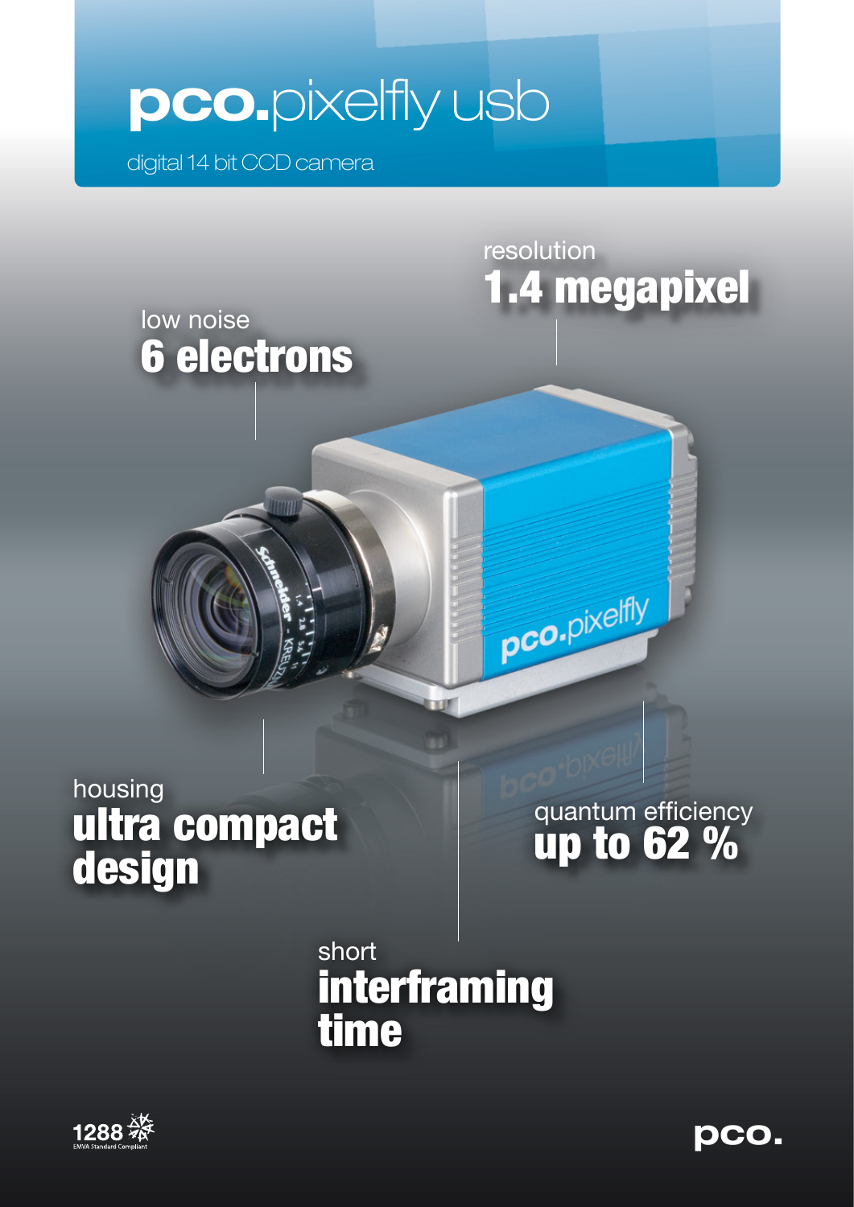# pco.pixelfly usb

digital 14 bit CCD camera

resolution
**1.4 megapixel**

low noise
**6 electrons**

housing
**ultra compact design**

quantum efficiency
**up to 62 %**

short
**interframing time**

1288 EMVA Standard Compliant

pco.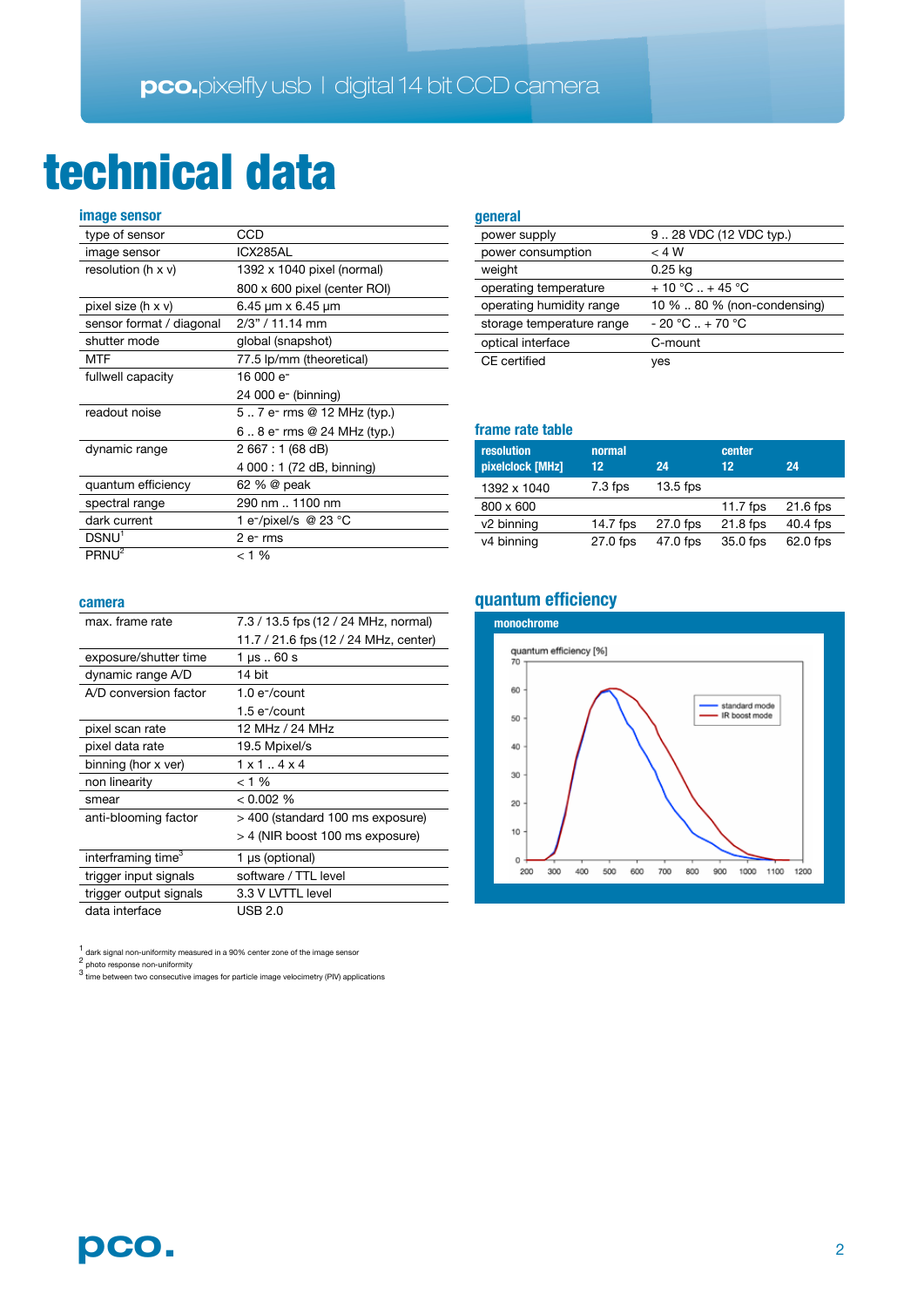# technical data

## image sensor

| | |
|---|---|
| type of sensor | CCD |
| image sensor | ICX285AL |
| resolution (h x v) | 1392 x 1040 pixel (normal) |
| | 800 x 600 pixel (center ROI) |
| pixel size (h x v) | 6.45 µm x 6.45 µm |
| sensor format / diagonal | 2/3" / 11.14 mm |
| shutter mode | global (snapshot) |
| MTF | 77.5 lp/mm (theoretical) |
| fullwell capacity | 16 000 $e^-$ |
| | 24 000 $e^-$ (binning) |
| readout noise | 5 .. 7 $e^-$ rms @ 12 MHz (typ.) |
| | 6 .. 8 $e^-$ rms @ 24 MHz (typ.) |
| dynamic range | 2 667 : 1 (68 dB) |
| | 4 000 : 1 (72 dB, binning) |
| quantum efficiency | 62 % @ peak |
| spectral range | 290 nm .. 1100 nm |
| dark current | 1 $e^-$/pixel/s @ 23 °C |
| DSNU[1] | 2 $e^-$ rms |
| PRNU[2] | < 1 % |

## camera

| | |
|---|---|
| max. frame rate | 7.3 / 13.5 fps (12 / 24 MHz, normal) |
| | 11.7 / 21.6 fps (12 / 24 MHz, center) |
| exposure/shutter time | 1 µs .. 60 s |
| dynamic range A/D | 14 bit |
| A/D conversion factor | 1.0 $e^-$/count |
| | 1.5 $e^-$/count |
| pixel scan rate | 12 MHz / 24 MHz |
| pixel data rate | 19.5 Mpixel/s |
| binning (hor x ver) | 1 x 1 .. 4 x 4 |
| non linearity | < 1 % |
| smear | < 0.002 % |
| anti-blooming factor | > 400 (standard 100 ms exposure) |
| | > 4 (NIR boost 100 ms exposure) |
| interframing time[3] | 1 µs (optional) |
| trigger input signals | software / TTL level |
| trigger output signals | 3.3 V LVTTL level |
| data interface | USB 2.0 |

## general

| | |
|---|---|
| power supply | 9 .. 28 VDC (12 VDC typ.) |
| power consumption | < 4 W |
| weight | 0.25 kg |
| operating temperature | + 10 °C .. + 45 °C |
| operating humidity range | 10 % .. 80 % (non-condensing) |
| storage temperature range | - 20 °C .. + 70 °C |
| optical interface | C-mount |
| CE certified | yes |

## frame rate table

| resolution | normal | | center | |
|---|---|---|---|---|
| pixelclock [MHz] | 12 | 24 | 12 | 24 |
| 1392 x 1040 | 7.3 fps | 13.5 fps | | |
| 800 x 600 | | | 11.7 fps | 21.6 fps |
| v2 binning | 14.7 fps | 27.0 fps | 21.8 fps | 40.4 fps |
| v4 binning | 27.0 fps | 47.0 fps | 35.0 fps | 62.0 fps |

## quantum efficiency

monochrome

[1] dark signal non-uniformity measured in a 90% center zone of the image sensor
[2] photo response non-uniformity
[3] time between two consecutive images for particle image velocimetry (PIV) applications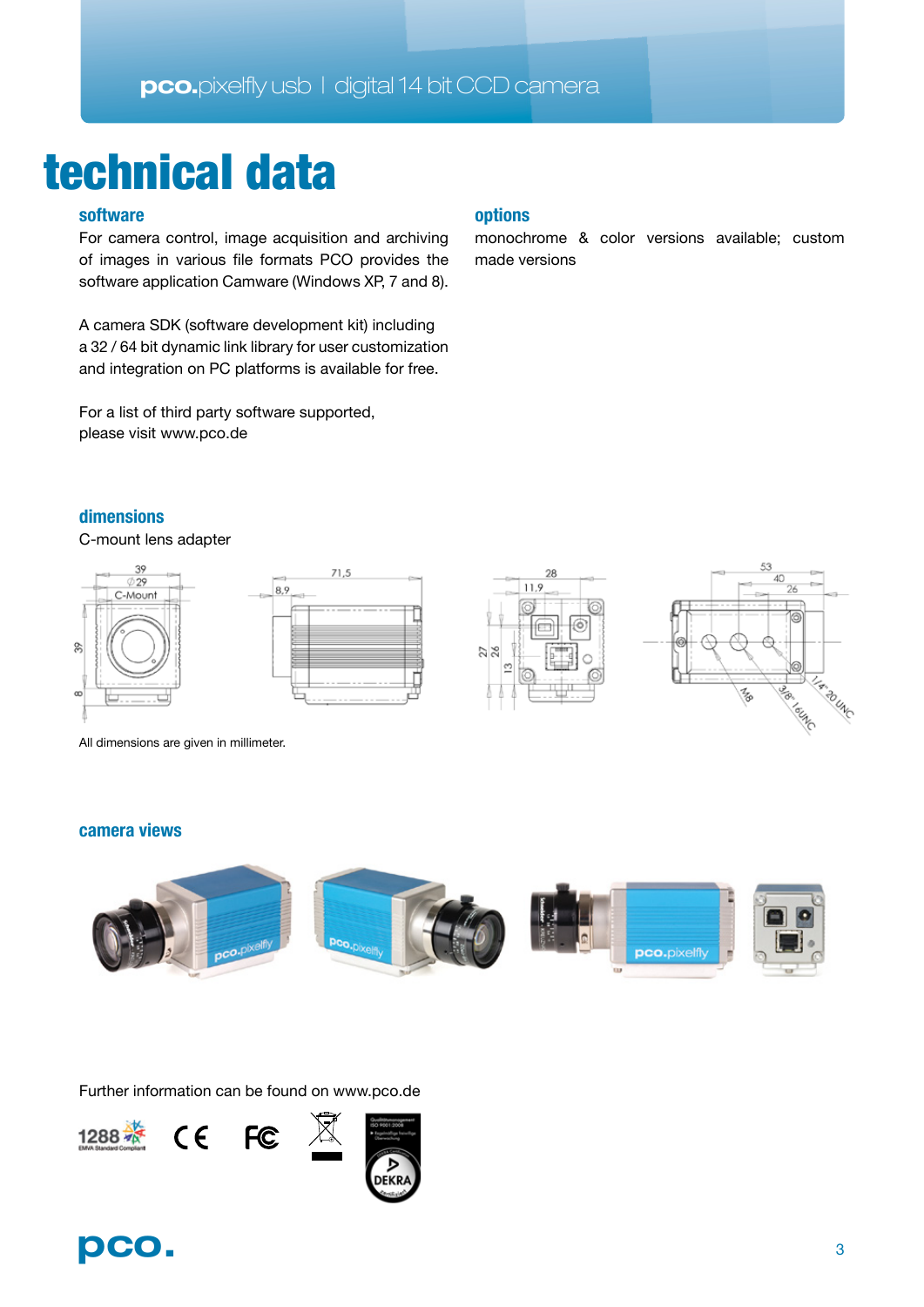# technical data

## software

For camera control, image acquisition and archiving of images in various file formats PCO provides the software application Camware (Windows XP, 7 and 8).

A camera SDK (software development kit) including a 32 / 64 bit dynamic link library for user customization and integration on PC platforms is available for free.

For a list of third party software supported, please visit www.pco.de

## options

monochrome & color versions available; custom made versions

## dimensions

C-mount lens adapter

All dimensions are given in millimeter.

## camera views

Further information can be found on www.pco.de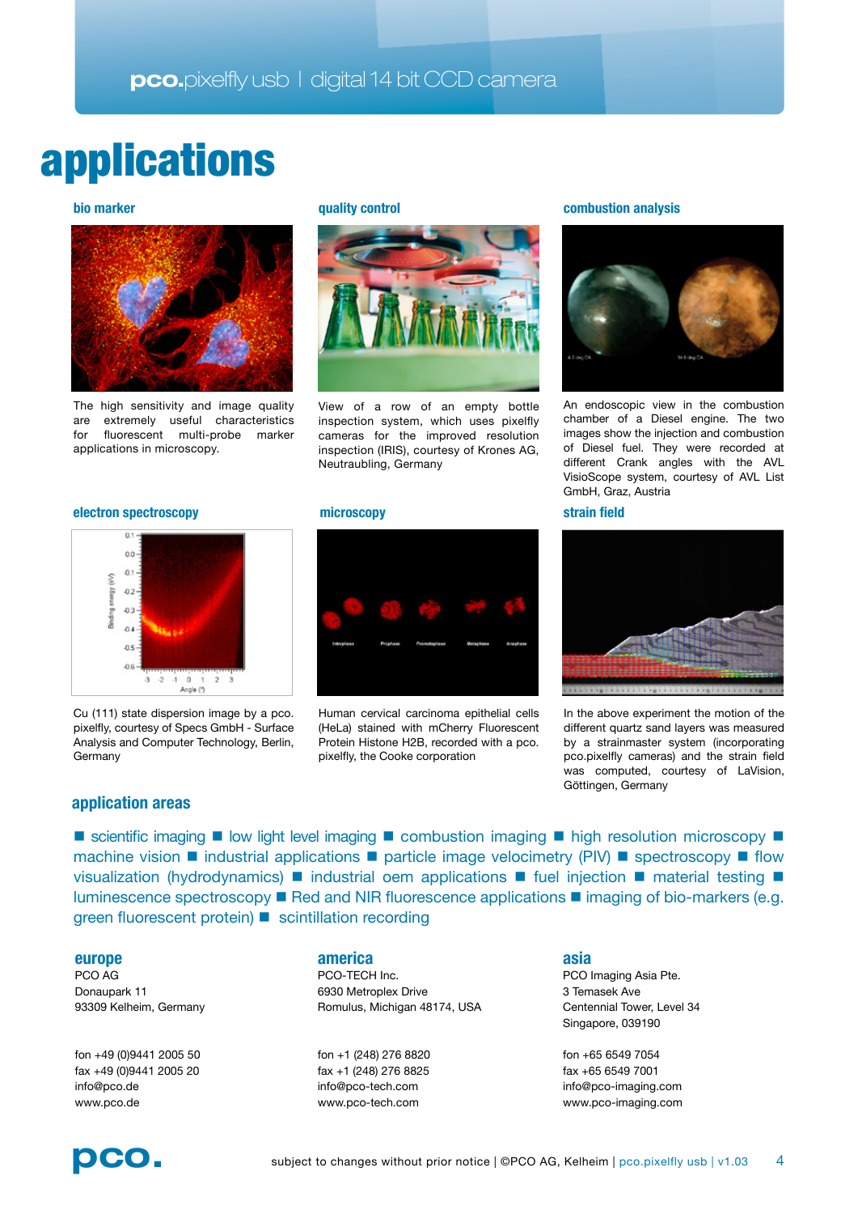# applications

### bio marker

The high sensitivity and image quality are extremely useful characteristics for fluorescent multi-probe marker applications in microscopy.

### quality control

View of a row of empty bottle inspection system, which uses pixelfly cameras for the improved resolution inspection (IRIS), courtesy of Krones AG, Neutraubling, Germany

### combustion analysis

An endoscopic view in the combustion chamber of a Diesel engine. The two images show the injection and combustion of Diesel fuel. They were recorded at different Crank angles with the AVL VisioScope system, courtesy of AVL List GmbH, Graz, Austria

### electron spectroscopy

Cu (111) state dispersion image by a pco.pixelfly, courtesy of Specs GmbH - Surface Analysis and Computer Technology, Berlin, Germany

### microscopy

Human cervical carcinoma epithelial cells (HeLa) stained with mCherry Fluorescent Protein Histone H2B, recorded with a pco.pixelfly, the Cooke corporation

### strain field

In the above experiment the motion of the different quartz sand layers was measured by a strainmaster system (incorporating pco.pixelfly cameras) and the strain field was computed, courtesy of LaVision, Göttingen, Germany

### application areas

■ scientific imaging ■ low light level imaging ■ combustion imaging ■ high resolution microscopy ■ machine vision ■ industrial applications ■ particle image velocimetry (PIV) ■ spectoscopy ■ flow visualization (hydrodynamics) ■ industrial oem applications ■ fuel injection ■ material testing ■ luminescence spectroscopy ■ Red and NIR fluorescence applications ■ imaging of bio-markers (e.g. green fluorescent protein) ■ scintillation recording

### europe

PCO AG
Donaupark 11
93309 Kelheim, Germany

fon +49 (0)9441 2005 50
fax +49 (0)9441 2005 20
info@pco.de
www.pco.de

### america

PCO-TECH Inc.
6930 Metroplex Drive
Romulus, Michigan 48174, USA

fon +1 (248) 276 8820
fax +1 (248) 276 8825
info@pco-tech.com
www.pco-tech.com

### asia

PCO Imaging Asia Pte.
3 Temasek Ave
Centennial Tower, Level 34
Singapore, 039190

fon +65 6549 7054
fax +65 6549 7001
info@pco-imaging.com
www.pco-imaging.com

subject to changes without prior notice | ©PCO AG, Kelheim | pco.pixelfly usb | v1.03